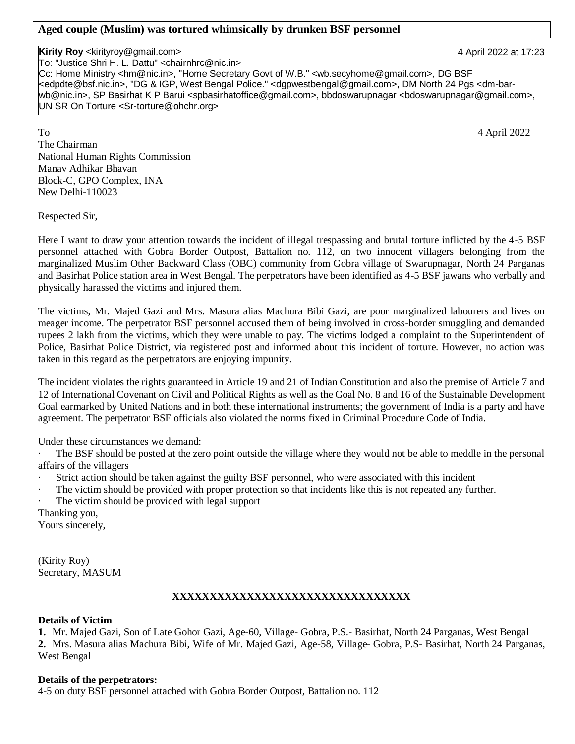**Aged couple (Muslim) was tortured whimsically by drunken BSF personnel**

**Kirity Roy** <kirityroy@gmail.com> 4 April 2022 at 17:23
To: "Justice Shri H. L. Dattu" <chairnhrc@nic.in>
Cc: Home Ministry <hm@nic.in>, "Home Secretary Govt of W.B." <wb.secyhome@gmail.com>, DG BSF <edpdte@bsf.nic.in>, "DG & IGP, West Bengal Police." <dgpwestbengal@gmail.com>, DM North 24 Pgs <dm-bar-wb@nic.in>, SP Basirhat K P Barui <spbasirhatoffice@gmail.com>, bbdoswarupnagar <bdoswarupnagar@gmail.com>, UN SR On Torture <Sr-torture@ohchr.org>

To 4 April 2022
The Chairman
National Human Rights Commission
Manav Adhikar Bhavan
Block-C, GPO Complex, INA
New Delhi-110023

Respected Sir,

Here I want to draw your attention towards the incident of illegal trespassing and brutal torture inflicted by the 4-5 BSF personnel attached with Gobra Border Outpost, Battalion no. 112, on two innocent villagers belonging from the marginalized Muslim Other Backward Class (OBC) community from Gobra village of Swarupnagar, North 24 Parganas and Basirhat Police station area in West Bengal. The perpetrators have been identified as 4-5 BSF jawans who verbally and physically harassed the victims and injured them.

The victims, Mr. Majed Gazi and Mrs. Masura alias Machura Bibi Gazi, are poor marginalized labourers and lives on meager income. The perpetrator BSF personnel accused them of being involved in cross-border smuggling and demanded rupees 2 lakh from the victims, which they were unable to pay. The victims lodged a complaint to the Superintendent of Police, Basirhat Police District, via registered post and informed about this incident of torture. However, no action was taken in this regard as the perpetrators are enjoying impunity.

The incident violates the rights guaranteed in Article 19 and 21 of Indian Constitution and also the premise of Article 7 and 12 of International Covenant on Civil and Political Rights as well as the Goal No. 8 and 16 of the Sustainable Development Goal earmarked by United Nations and in both these international instruments; the government of India is a party and have agreement. The perpetrator BSF officials also violated the norms fixed in Criminal Procedure Code of India.

Under these circumstances we demand:

- The BSF should be posted at the zero point outside the village where they would not be able to meddle in the personal affairs of the villagers
- Strict action should be taken against the guilty BSF personnel, who were associated with this incident
- The victim should be provided with proper protection so that incidents like this is not repeated any further.
- The victim should be provided with legal support

Thanking you,
Yours sincerely,

(Kirity Roy)
Secretary, MASUM

**XXXXXXXXXXXXXXXXXXXXXXXXXXXXXXXX**

**Details of Victim**

**1.** Mr. Majed Gazi, Son of Late Gohor Gazi, Age-60, Village- Gobra, P.S.- Basirhat, North 24 Parganas, West Bengal
**2.** Mrs. Masura alias Machura Bibi, Wife of Mr. Majed Gazi, Age-58, Village- Gobra, P.S- Basirhat, North 24 Parganas, West Bengal

**Details of the perpetrators:**

4-5 on duty BSF personnel attached with Gobra Border Outpost, Battalion no. 112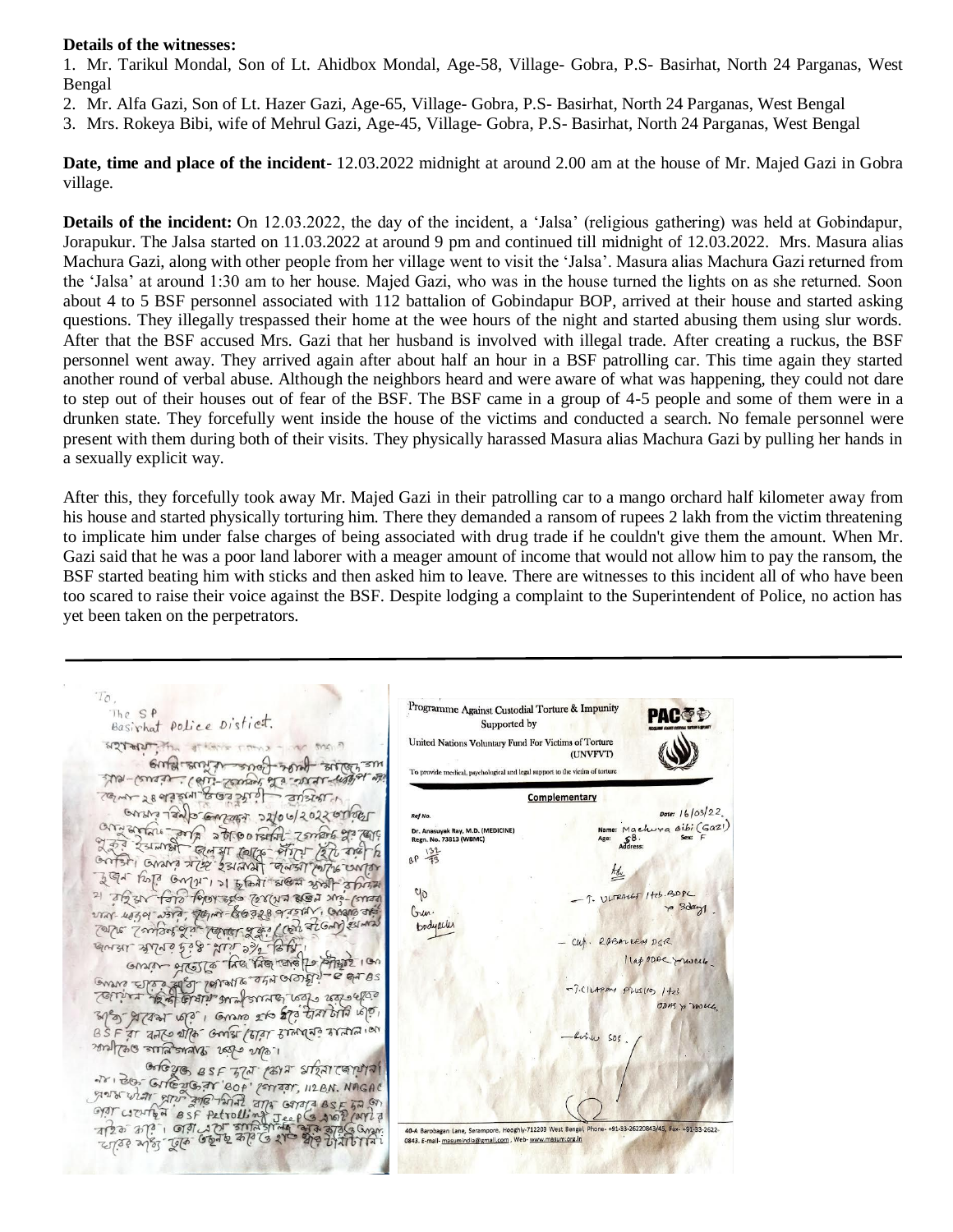**Details of the witnesses:**

1. Mr. Tarikul Mondal, Son of Lt. Ahidbox Mondal, Age-58, Village- Gobra, P.S- Basirhat, North 24 Parganas, West Bengal
2. Mr. Alfa Gazi, Son of Lt. Hazer Gazi, Age-65, Village- Gobra, P.S- Basirhat, North 24 Parganas, West Bengal
3. Mrs. Rokeya Bibi, wife of Mehrul Gazi, Age-45, Village- Gobra, P.S- Basirhat, North 24 Parganas, West Bengal

**Date, time and place of the incident-** 12.03.2022 midnight at around 2.00 am at the house of Mr. Majed Gazi in Gobra village.

**Details of the incident:** On 12.03.2022, the day of the incident, a 'Jalsa' (religious gathering) was held at Gobindapur, Jorapukur. The Jalsa started on 11.03.2022 at around 9 pm and continued till midnight of 12.03.2022. Mrs. Masura alias Machura Gazi, along with other people from her village went to visit the 'Jalsa'. Masura alias Machura Gazi returned from the 'Jalsa' at around 1:30 am to her house. Majed Gazi, who was in the house turned the lights on as she returned. Soon about 4 to 5 BSF personnel associated with 112 battalion of Gobindapur BOP, arrived at their house and started asking questions. They illegally trespassed their home at the wee hours of the night and started abusing them using slur words. After that the BSF accused Mrs. Gazi that her husband is involved with illegal trade. After creating a ruckus, the BSF personnel went away. They arrived again after about half an hour in a BSF patrolling car. This time again they started another round of verbal abuse. Although the neighbors heard and were aware of what was happening, they could not dare to step out of their houses out of fear of the BSF. The BSF came in a group of 4-5 people and some of them were in a drunken state. They forcefully went inside the house of the victims and conducted a search. No female personnel were present with them during both of their visits. They physically harassed Masura alias Machura Gazi by pulling her hands in a sexually explicit way.

After this, they forcefully took away Mr. Majed Gazi in their patrolling car to a mango orchard half kilometer away from his house and started physically torturing him. There they demanded a ransom of rupees 2 lakh from the victim threatening to implicate him under false charges of being associated with drug trade if he couldn't give them the amount. When Mr. Gazi said that he was a poor land laborer with a meager amount of income that would not allow him to pay the ransom, the BSF started beating him with sticks and then asked him to leave. There are witnesses to this incident all of who have been too scared to raise their voice against the BSF. Despite lodging a complaint to the Superintendent of Police, no action has yet been taken on the perpetrators.

---

To,
The SP
Basirhat Police Distict.

মহাশয়,
আমি মসুরা গাজী স্বামী মাজেদ গাজী, গ্রাম- গোবরা, (পোঃ- গোবিন্দপুর থানা- বসিরহাট) জেলা- ২৪ পরগনা উত্তর স্থায়ী বাসিন্দা।
আমার বিনীত নিবেদন ১২/০৩/২০২২ তারিখে আনুমানিক রাত ১:৩০ মিনিট গোবিন্দপুর জোড়াপুকুর ইসলামী জলসা থেকে পায়ে হেঁটে বাড়ি ফিরি। ...

... BSF ... 'BOP' গোবরা, 112 BN. NAGAC ... BSF Petrolling Jeep ...

---

Programme Against Custodial Torture & Impunity
Supported by
United Nations Voluntary Fund For Victims of Torture (UNVFVT)
To provide medical, psychological and legal support to the victim of torture

**Complementary**

Ref No.

Dr. Anasuyak Ray, M.D. (MEDICINE)
Regn. No. 73813 (WBMC)

Date: 16/03/22
Name: Machura Bibi (Gazi)
Age: 58
Sex: F
Address:

BP 131/73

c/o
Gen. bodyache

— T. Ultracet 1tab BDPC x 3days
— Cap. Rabalen DSR 1tab ODAC x 1week
— T. Cilacar Plus(10) 1tab ODMS x 1week
— Review SOS.

40-A Barobagan Lane, Serampore, Hooghly-712203 West Bengal, Phone- +91-33-26220843/45, Fax- +91-33-2622-0843. E-mail- masumindia@gmail.com, Web- www.masum.org.in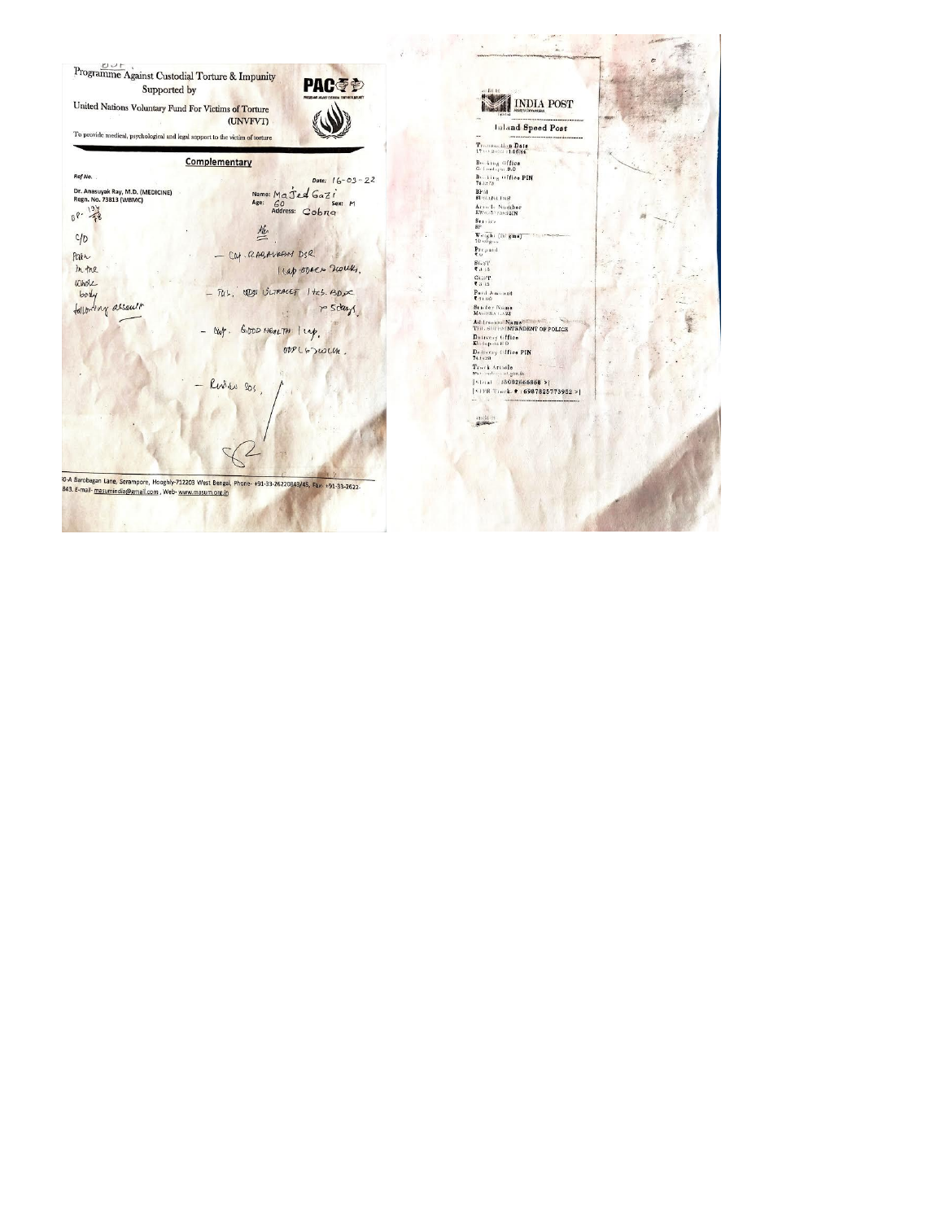Programme Against Custodial Torture & Impunity
Supported by
United Nations Voluntary Fund For Victims of Torture (UNVFVT)

PAC

To provide medical, psychological and legal support to the victim of torture

## Complementary

Ref No.

Date: 16-03-22

Dr. Anasuyak Ray, M.D. (MEDICINE)
Regn. No. 73813 (WBMC)

OP- 134/78

Name: Majed Gazi
Age: 60 Sex: M
Address: Gobra

C/O
Pain in the whole body following assault

Rx

- Cap. RABAVAN DSR 1 cap. before 7 days
- Tab. ULTRACET 1 tab. BD x 5 days
- Cap. GOOD HEALTH 1 cap. OD x 6 weeks
- Review SOS

40-A Barobagan Lane, Serampore, Hooghly-712203 West Bengal, Phone- +91-33-26220843/45, Fax- +91-33-2622-0843, E-mail- masumindia@gmail.com, Web- www.masum.org.in

---

INDIA POST

Inland Speed Post

Transaction Date
17/03/2022 14:16:34

Booking Office
Gobardanga B.O

Booking Office PIN
743273

BPM
BIKASH DAS

Article Number
EW403713432IN

Service
SP

Weight (in gms)
10 Grams

Prepaid
₹ 0

SGST
₹ 6.15

CGST
₹ 6.15

Paid Amount
₹ 41.00

Sender Name
MAJEDA GAZI

Addressee Name
THE SUPERINTENDENT OF POLICE

Delivery Office
Khulapota B.O

Delivery Office PIN
743120

Track Article
www.indiapost.gov.in
[Dial : 18002666868 >]
[SMS Track: :6987825773962 >]